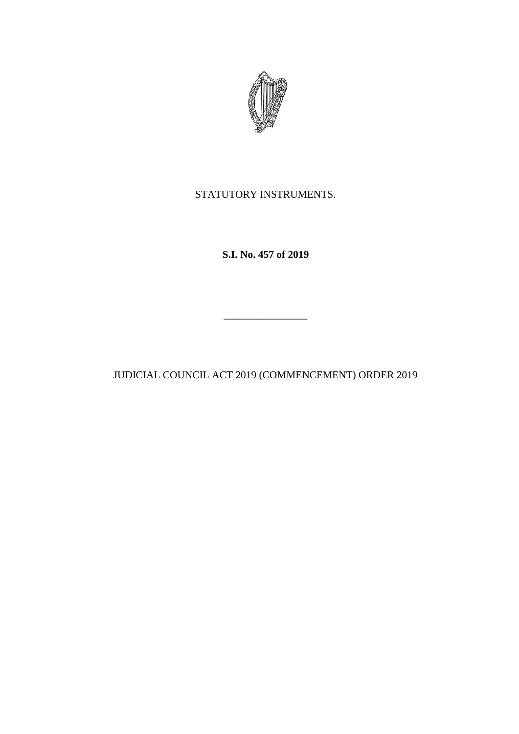STATUTORY INSTRUMENTS.

**S.I. No. 457 of 2019**

————————

JUDICIAL COUNCIL ACT 2019 (COMMENCEMENT) ORDER 2019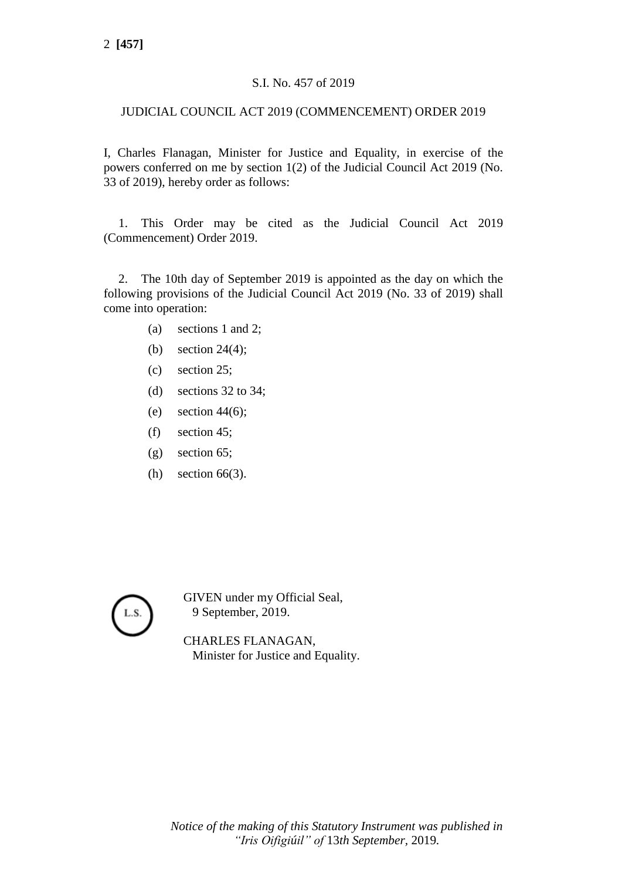S.I. No. 457 of 2019

# JUDICIAL COUNCIL ACT 2019 (COMMENCEMENT) ORDER 2019

I, Charles Flanagan, Minister for Justice and Equality, in exercise of the powers conferred on me by section 1(2) of the Judicial Council Act 2019 (No. 33 of 2019), hereby order as follows:

1. This Order may be cited as the Judicial Council Act 2019 (Commencement) Order 2019.

2. The 10th day of September 2019 is appointed as the day on which the following provisions of the Judicial Council Act 2019 (No. 33 of 2019) shall come into operation:

   (a) sections 1 and 2;

   (b) section 24(4);

   (c) section 25;

   (d) sections 32 to 34;

   (e) section 44(6);

   (f) section 45;

   (g) section 65;

   (h) section 66(3).

L.S.

GIVEN under my Official Seal,
9 September, 2019.

CHARLES FLANAGAN,
Minister for Justice and Equality.

*Notice of the making of this Statutory Instrument was published in "Iris Oifigiúil" of* 13*th September*, 2019.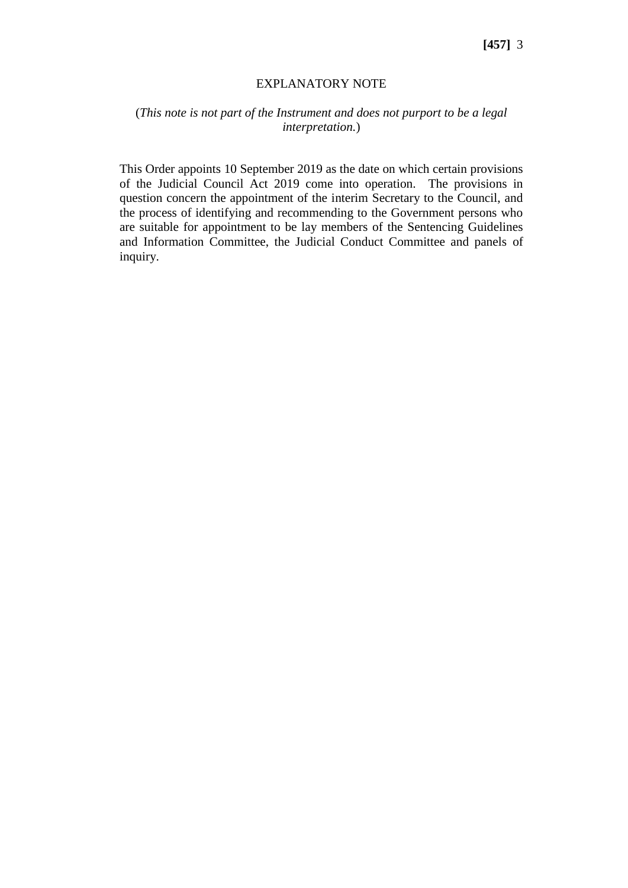# EXPLANATORY NOTE

(*This note is not part of the Instrument and does not purport to be a legal interpretation.*)

This Order appoints 10 September 2019 as the date on which certain provisions of the Judicial Council Act 2019 come into operation. The provisions in question concern the appointment of the interim Secretary to the Council, and the process of identifying and recommending to the Government persons who are suitable for appointment to be lay members of the Sentencing Guidelines and Information Committee, the Judicial Conduct Committee and panels of inquiry.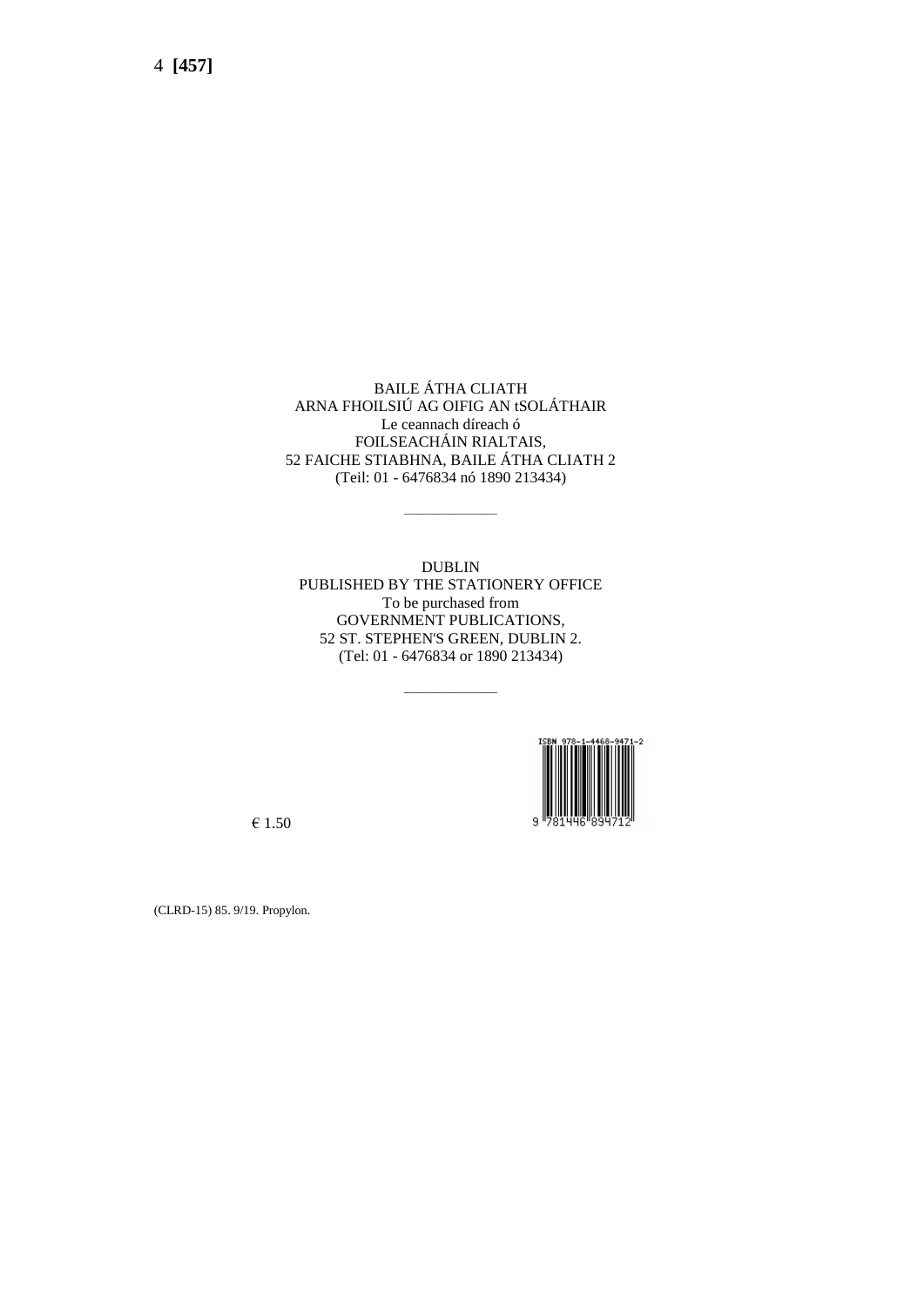**[457]**

BAILE ÁTHA CLIATH
ARNA FHOILSIÚ AG OIFIG AN tSOLÁTHAIR
Le ceannach díreach ó
FOILSEACHÁIN RIALTAIS,
52 FAICHE STIABHNA, BAILE ÁTHA CLIATH 2
(Teil: 01 - 6476834 nó 1890 213434)

---

DUBLIN
PUBLISHED BY THE STATIONERY OFFICE
To be purchased from
GOVERNMENT PUBLICATIONS,
52 ST. STEPHEN'S GREEN, DUBLIN 2.
(Tel: 01 - 6476834 or 1890 213434)

---

ISBN 978-1-4468-9471-2

9 781446 894712

€ 1.50

(CLRD-15) 85. 9/19. Propylon.